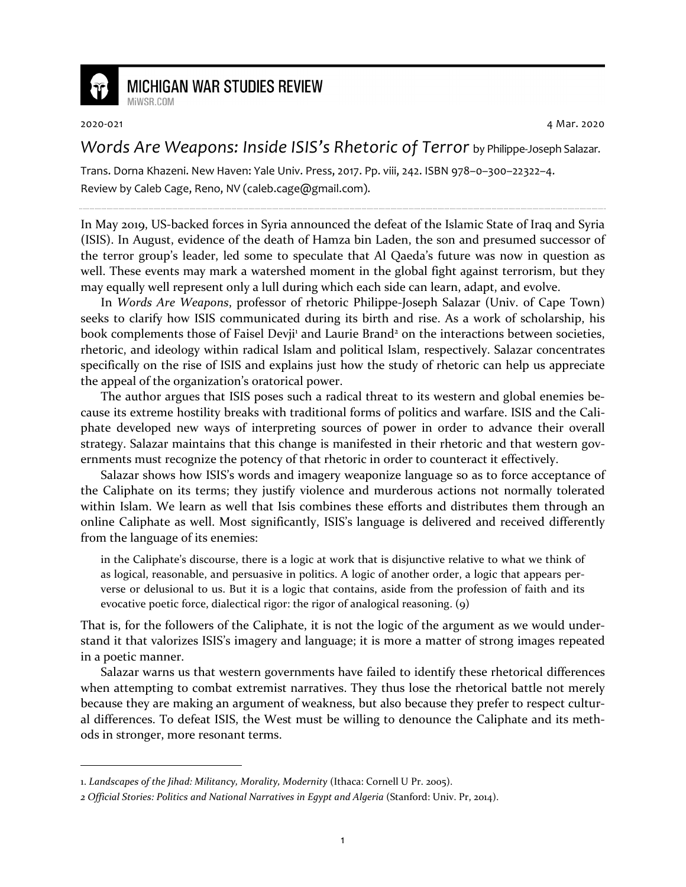**MICHIGAN WAR STUDIES REVIEW**
MiWSR.COM

2020-021 4 Mar. 2020

# *Words Are Weapons: Inside ISIS's Rhetoric of Terror* by Philippe-Joseph Salazar.

Trans. Dorna Khazeni. New Haven: Yale Univ. Press, 2017. Pp. viii, 242. ISBN 978–0–300–22322–4.
Review by Caleb Cage, Reno, NV (caleb.cage@gmail.com).

---

In May 2019, US-backed forces in Syria announced the defeat of the Islamic State of Iraq and Syria (ISIS). In August, evidence of the death of Hamza bin Laden, the son and presumed successor of the terror group's leader, led some to speculate that Al Qaeda's future was now in question as well. These events may mark a watershed moment in the global fight against terrorism, but they may equally well represent only a lull during which each side can learn, adapt, and evolve.

In *Words Are Weapons*, professor of rhetoric Philippe-Joseph Salazar (Univ. of Cape Town) seeks to clarify how ISIS communicated during its birth and rise. As a work of scholarship, his book complements those of Faisel Devji[1] and Laurie Brand[2] on the interactions between societies, rhetoric, and ideology within radical Islam and political Islam, respectively. Salazar concentrates specifically on the rise of ISIS and explains just how the study of rhetoric can help us appreciate the appeal of the organization's oratorical power.

The author argues that ISIS poses such a radical threat to its western and global enemies because its extreme hostility breaks with traditional forms of politics and warfare. ISIS and the Caliphate developed new ways of interpreting sources of power in order to advance their overall strategy. Salazar maintains that this change is manifested in their rhetoric and that western governments must recognize the potency of that rhetoric in order to counteract it effectively.

Salazar shows how ISIS's words and imagery weaponize language so as to force acceptance of the Caliphate on its terms; they justify violence and murderous actions not normally tolerated within Islam. We learn as well that Isis combines these efforts and distributes them through an online Caliphate as well. Most significantly, ISIS's language is delivered and received differently from the language of its enemies:

> in the Caliphate's discourse, there is a logic at work that is disjunctive relative to what we think of as logical, reasonable, and persuasive in politics. A logic of another order, a logic that appears perverse or delusional to us. But it is a logic that contains, aside from the profession of faith and its evocative poetic force, dialectical rigor: the rigor of analogical reasoning. (9)

That is, for the followers of the Caliphate, it is not the logic of the argument as we would understand it that valorizes ISIS's imagery and language; it is more a matter of strong images repeated in a poetic manner.

Salazar warns us that western governments have failed to identify these rhetorical differences when attempting to combat extremist narratives. They thus lose the rhetorical battle not merely because they are making an argument of weakness, but also because they prefer to respect cultural differences. To defeat ISIS, the West must be willing to denounce the Caliphate and its methods in stronger, more resonant terms.

---

1. *Landscapes of the Jihad: Militancy, Morality, Modernity* (Ithaca: Cornell U Pr. 2005).

*2 Official Stories: Politics and National Narratives in Egypt and Algeria* (Stanford: Univ. Pr, 2014).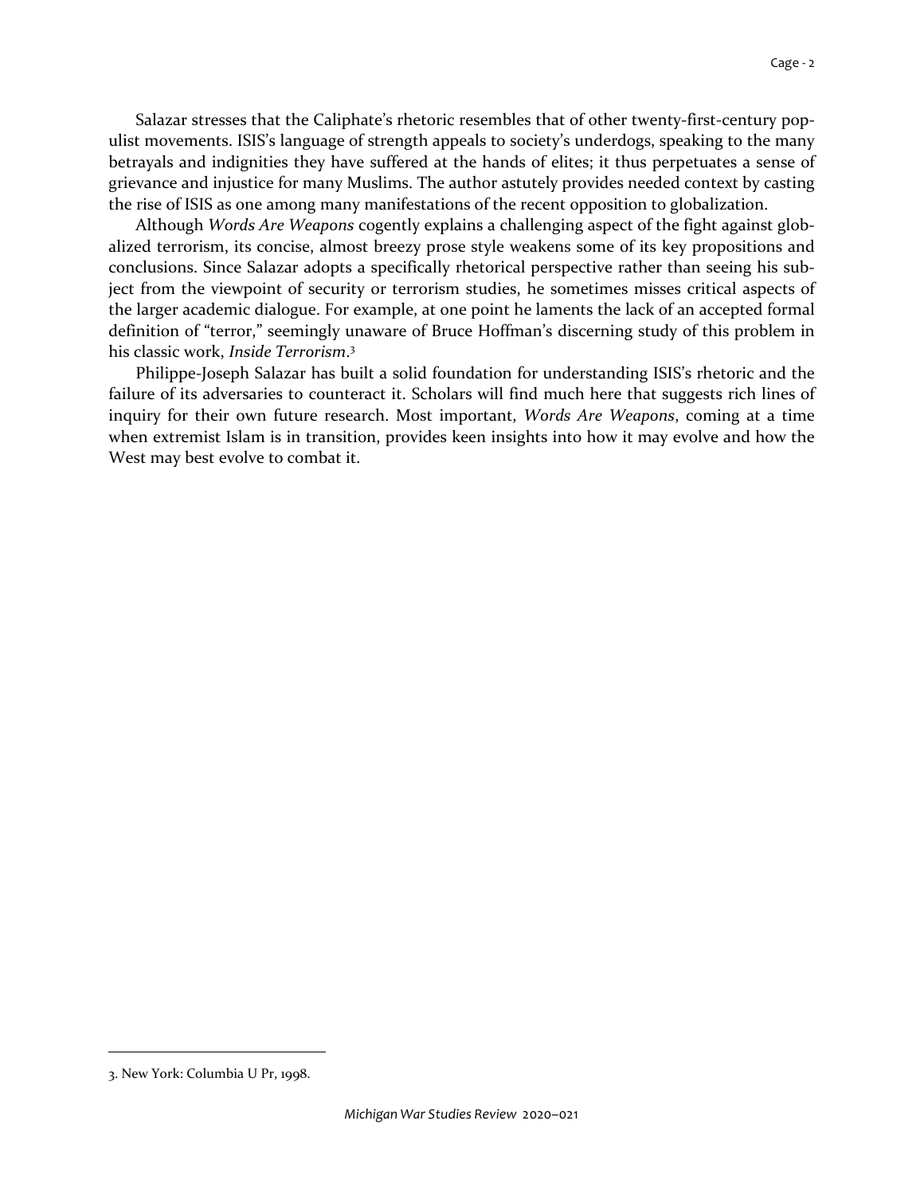Salazar stresses that the Caliphate's rhetoric resembles that of other twenty-first-century populist movements. ISIS's language of strength appeals to society's underdogs, speaking to the many betrayals and indignities they have suffered at the hands of elites; it thus perpetuates a sense of grievance and injustice for many Muslims. The author astutely provides needed context by casting the rise of ISIS as one among many manifestations of the recent opposition to globalization.

Although *Words Are Weapons* cogently explains a challenging aspect of the fight against globalized terrorism, its concise, almost breezy prose style weakens some of its key propositions and conclusions. Since Salazar adopts a specifically rhetorical perspective rather than seeing his subject from the viewpoint of security or terrorism studies, he sometimes misses critical aspects of the larger academic dialogue. For example, at one point he laments the lack of an accepted formal definition of "terror," seemingly unaware of Bruce Hoffman's discerning study of this problem in his classic work, *Inside Terrorism*.[3]

Philippe-Joseph Salazar has built a solid foundation for understanding ISIS's rhetoric and the failure of its adversaries to counteract it. Scholars will find much here that suggests rich lines of inquiry for their own future research. Most important, *Words Are Weapons*, coming at a time when extremist Islam is in transition, provides keen insights into how it may evolve and how the West may best evolve to combat it.

---

3. New York: Columbia U Pr, 1998.